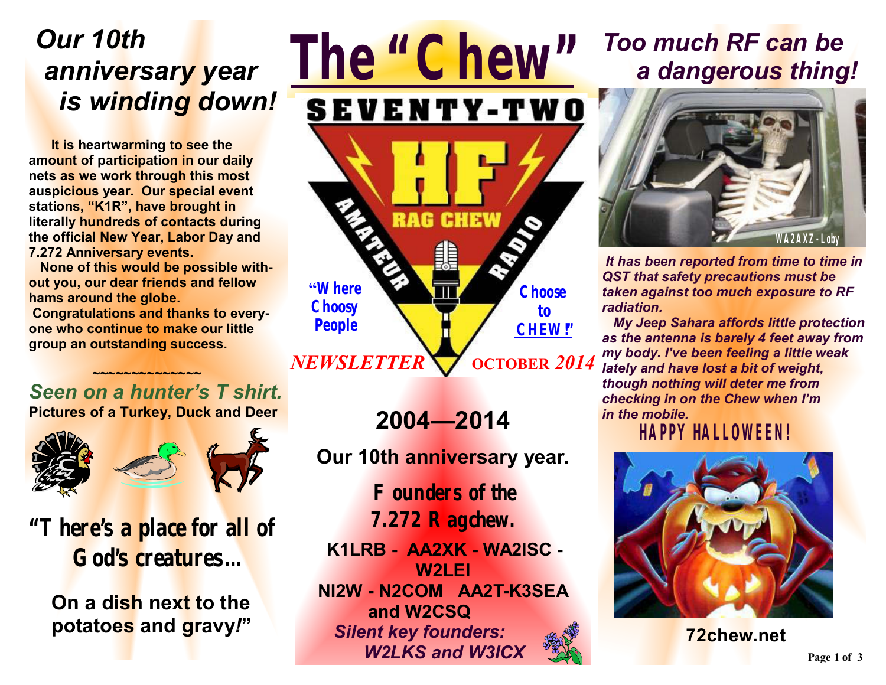# The "Chew"

SEVENTY-TWO HF RAG CHEW AMATEUR RADIO

"Where Choosy People Choose to CHEW!"

*NEWSLETTER* OCTOBER *2014*

## *Our 10th anniversary year is winding down!*

**It is heartwarming to see the amount of participation in our daily nets as we work through this most auspicious year. Our special event stations, "K1R", have brought in literally hundreds of contacts during the official New Year, Labor Day and 7.272 Anniversary events.**

**None of this would be possible without you, our dear friends and fellow hams around the globe.**

**Congratulations and thanks to everyone who continue to make our little group an outstanding success.**

~~~~~~~~~~~~~~

### *Seen on a hunter's T shirt.*

**Pictures of a Turkey, Duck and Deer**

**"There's a place for all of God's creatures...**

**On a dish next to the potatoes and gravy!"**

## 2004—2014

**Our 10th anniversary year.**

**Founders of the 7.272 Ragchew.**

**K1LRB - AA2XK - WA2ISC - W2LEI**
**NI2W - N2COM AA2T-K3SEA and W2CSQ**

***Silent key founders: W2LKS and W3ICX***

## *Too much RF can be a dangerous thing!*

WA2AXZ - Loby

***It has been reported from time to time in QST that safety precautions must be taken against too much exposure to RF radiation.***

***My Jeep Sahara affords little protection as the antenna is barely 4 feet away from my body. I've been feeling a little weak lately and have lost a bit of weight, though nothing will deter me from checking in on the Chew when I'm in the mobile.***

**HAPPY HALLOWEEN!**

**72chew.net**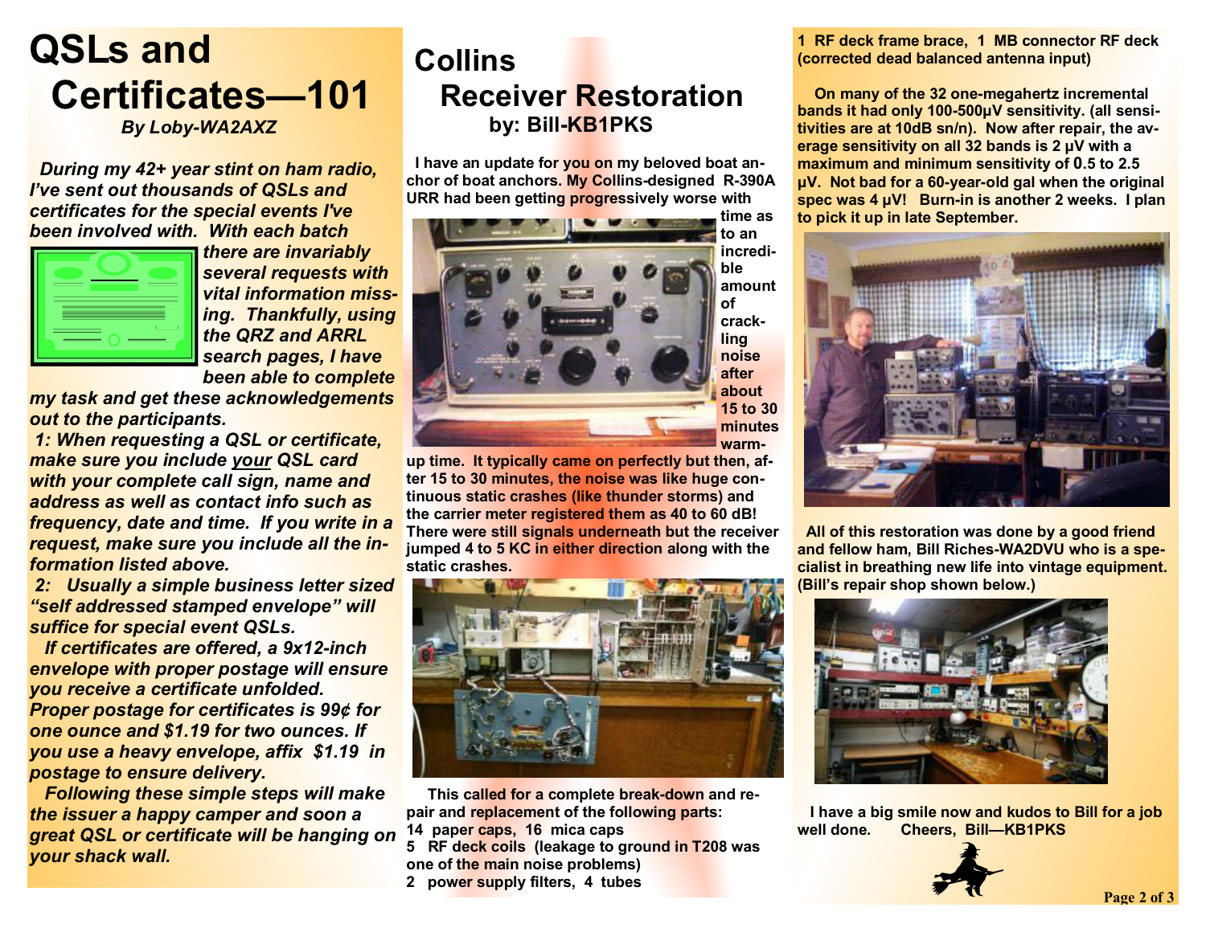# QSLs and Certificates—101

***By Loby-WA2AXZ***

*During my 42+ year stint on ham radio, I've sent out thousands of QSLs and certificates for the special events I've been involved with. With each batch there are invariably several requests with vital information missing. Thankfully, using the QRZ and ARRL search pages, I have been able to complete my task and get these acknowledgements out to the participants.*

*1: When requesting a QSL or certificate, make sure you include your QSL card with your complete call sign, name and address as well as contact info such as frequency, date and time. If you write in a request, make sure you include all the information listed above.*

*2: Usually a simple business letter sized "self addressed stamped envelope" will suffice for special event QSLs.*

*If certificates are offered, a 9x12-inch envelope with proper postage will ensure you receive a certificate unfolded. Proper postage for certificates is 99¢ for one ounce and $1.19 for two ounces. If you use a heavy envelope, affix $1.19 in postage to ensure delivery.*

*Following these simple steps will make the issuer a happy camper and soon a great QSL or certificate will be hanging on your shack wall.*

# Collins Receiver Restoration

**by: Bill-KB1PKS**

**I have an update for you on my beloved boat anchor of boat anchors. My Collins-designed R-390A URR had been getting progressively worse with time as to an incredible amount of crackling noise after about 15 to 30 minutes warm-up time. It typically came on perfectly but then, after 15 to 30 minutes, the noise was like huge continuous static crashes (like thunder storms) and the carrier meter registered them as 40 to 60 dB! There were still signals underneath but the receiver jumped 4 to 5 KC in either direction along with the static crashes.**

**This called for a complete break-down and repair and replacement of the following parts:**

**14 paper caps, 16 mica caps**
**5 RF deck coils (leakage to ground in T208 was one of the main noise problems)**
**2 power supply filters, 4 tubes**
**1 RF deck frame brace, 1 MB connector RF deck (corrected dead balanced antenna input)**

**On many of the 32 one-megahertz incremental bands it had only 100-500µV sensitivity. (all sensitivities are at 10dB sn/n). Now after repair, the average sensitivity on all 32 bands is 2 µV with a maximum and minimum sensitivity of 0.5 to 2.5 µV. Not bad for a 60-year-old gal when the original spec was 4 µV! Burn-in is another 2 weeks. I plan to pick it up in late September.**

**All of this restoration was done by a good friend and fellow ham, Bill Riches-WA2DVU who is a specialist in breathing new life into vintage equipment. (Bill's repair shop shown below.)**

**I have a big smile now and kudos to Bill for a job well done. Cheers, Bill—KB1PKS**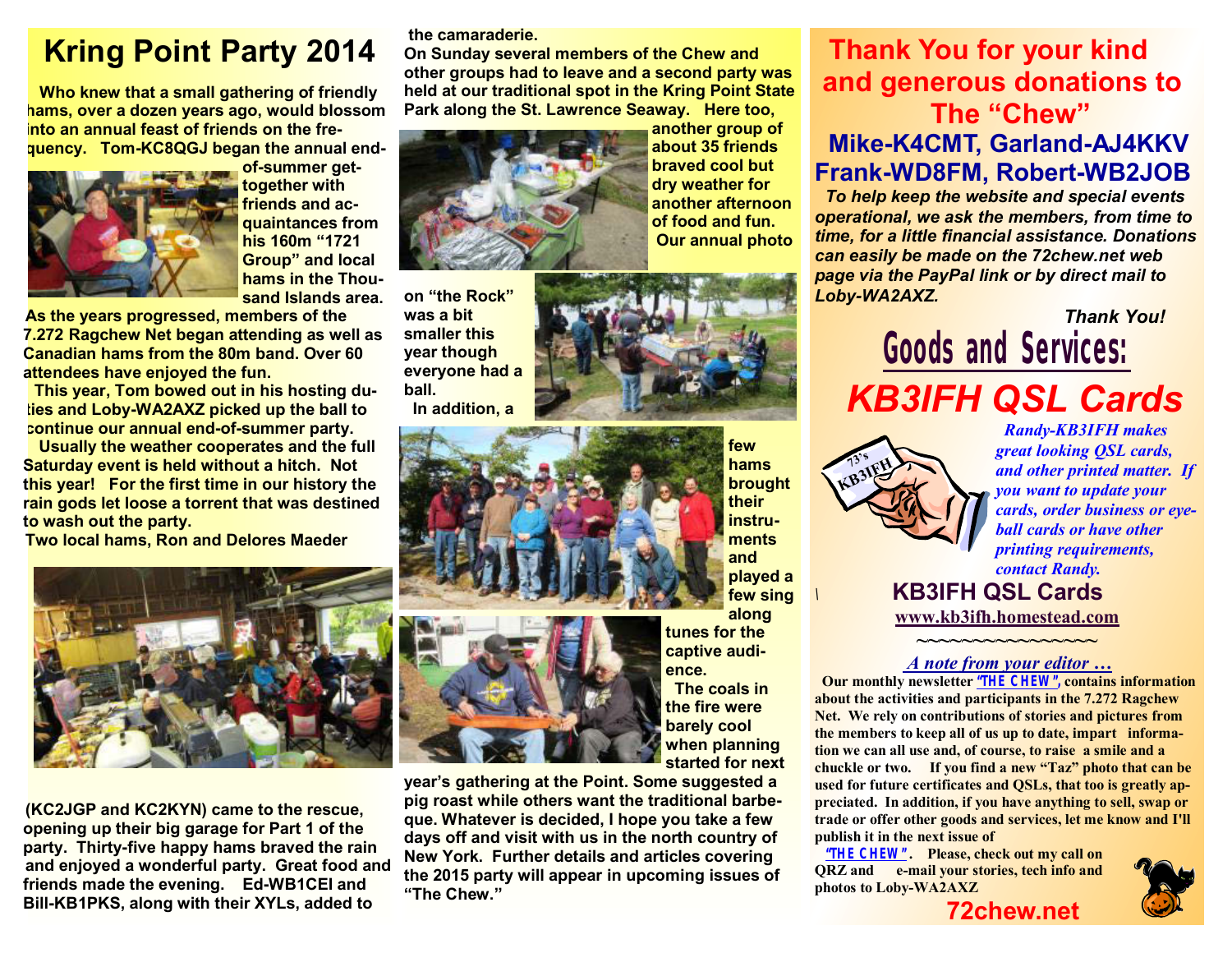# Kring Point Party 2014

Who knew that a small gathering of friendly hams, over a dozen years ago, would blossom into an annual feast of friends on the frequency. Tom-KC8QGJ began the annual end-of-summer get-together with friends and acquaintances from his 160m "1721 Group" and local hams in the Thousand Islands area.

As the years progressed, members of the 7.272 Ragchew Net began attending as well as Canadian hams from the 80m band. Over 60 attendees have enjoyed the fun.

This year, Tom bowed out in his hosting duties and Loby-WA2AXZ picked up the ball to continue our annual end-of-summer party.

Usually the weather cooperates and the full Saturday event is held without a hitch. Not this year! For the first time in our history the rain gods let loose a torrent that was destined to wash out the party.

Two local hams, Ron and Delores Maeder (KC2JGP and KC2KYN) came to the rescue, opening up their big garage for Part 1 of the party. Thirty-five happy hams braved the rain and enjoyed a wonderful party. Great food and friends made the evening. Ed-WB1CEI and Bill-KB1PKS, along with their XYLs, added to the camaraderie.

On Sunday several members of the Chew and other groups had to leave and a second party was held at our traditional spot in the Kring Point State Park along the St. Lawrence Seaway. Here too, another group of about 35 friends braved cool but dry weather for another afternoon of food and fun. Our annual photo on "the Rock" was a bit smaller this year though everyone had a ball.

In addition, a few hams brought their instruments and played a few sing along tunes for the captive audience.

The coals in the fire were barely cool when planning started for next year's gathering at the Point. Some suggested a pig roast while others want the traditional barbeque. Whatever is decided, I hope you take a few days off and visit with us in the north country of New York. Further details and articles covering the 2015 party will appear in upcoming issues of "The Chew."

## Thank You for your kind and generous donations to The "Chew"

**Mike-K4CMT, Garland-AJ4KKV**
**Frank-WD8FM, Robert-WB2JOB**

*To help keep the website and special events operational, we ask the members, from time to time, for a little financial assistance. Donations can easily be made on the 72chew.net web page via the PayPal link or by direct mail to Loby-WA2AXZ.*

*Thank You!*

## Goods and Services:

## *KB3IFH QSL Cards*

*Randy-KB3IFH makes great looking QSL cards, and other printed matter. If you want to update your cards, order business or eye-ball cards or have other printing requirements, contact Randy.*

**KB3IFH QSL Cards**
www.kb3ifh.homestead.com

~~~~~~~~~~~~~~~~

*A note from your editor …*

Our monthly newsletter *"THE CHEW"*, contains information about the activities and participants in the 7.272 Ragchew Net. We rely on contributions of stories and pictures from the members to keep all of us up to date, impart information we can all use and, of course, to raise a smile and a chuckle or two. If you find a new "Taz" photo that can be used for future certificates and QSLs, that too is greatly appreciated. In addition, if you have anything to sell, swap or trade or offer other goods and services, let me know and I'll publish it in the next issue of *"THE CHEW"*. Please, check out my call on QRZ and e-mail your stories, tech info and photos to Loby-WA2AXZ

**72chew.net**